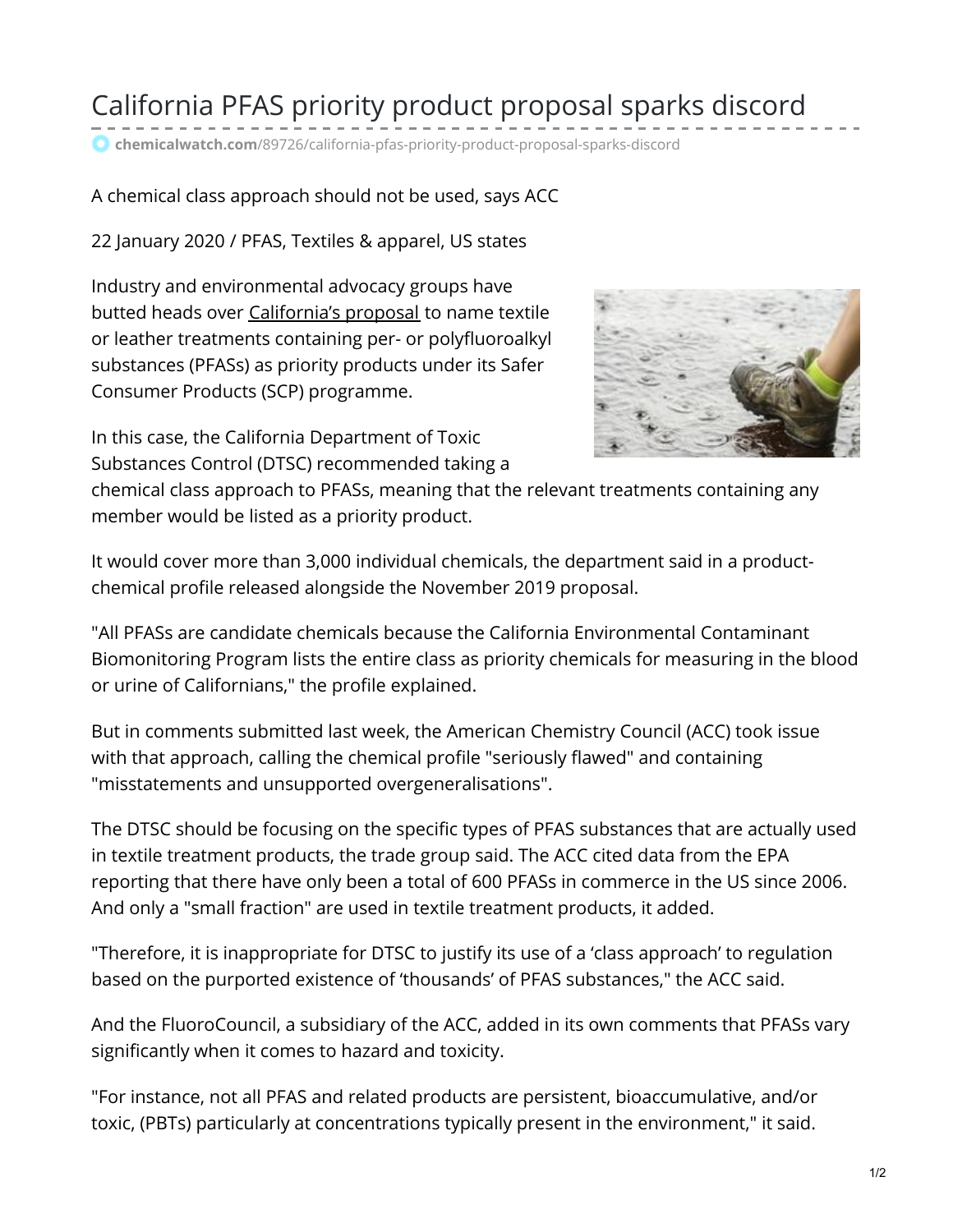# California PFAS priority product proposal sparks discord

chemicalwatch.com/89726/california-pfas-priority-product-proposal-sparks-discord

A chemical class approach should not be used, says ACC

22 January 2020 / PFAS, Textiles & apparel, US states

Industry and environmental advocacy groups have butted heads over California's proposal to name textile or leather treatments containing per- or polyfluoroalkyl substances (PFASs) as priority products under its Safer Consumer Products (SCP) programme.

In this case, the California Department of Toxic Substances Control (DTSC) recommended taking a chemical class approach to PFASs, meaning that the relevant treatments containing any member would be listed as a priority product.

It would cover more than 3,000 individual chemicals, the department said in a product-chemical profile released alongside the November 2019 proposal.

"All PFASs are candidate chemicals because the California Environmental Contaminant Biomonitoring Program lists the entire class as priority chemicals for measuring in the blood or urine of Californians," the profile explained.

But in comments submitted last week, the American Chemistry Council (ACC) took issue with that approach, calling the chemical profile "seriously flawed" and containing "misstatements and unsupported overgeneralisations".

The DTSC should be focusing on the specific types of PFAS substances that are actually used in textile treatment products, the trade group said. The ACC cited data from the EPA reporting that there have only been a total of 600 PFASs in commerce in the US since 2006. And only a "small fraction" are used in textile treatment products, it added.

"Therefore, it is inappropriate for DTSC to justify its use of a 'class approach' to regulation based on the purported existence of 'thousands' of PFAS substances," the ACC said.

And the FluoroCouncil, a subsidiary of the ACC, added in its own comments that PFASs vary significantly when it comes to hazard and toxicity.

"For instance, not all PFAS and related products are persistent, bioaccumulative, and/or toxic, (PBTs) particularly at concentrations typically present in the environment," it said.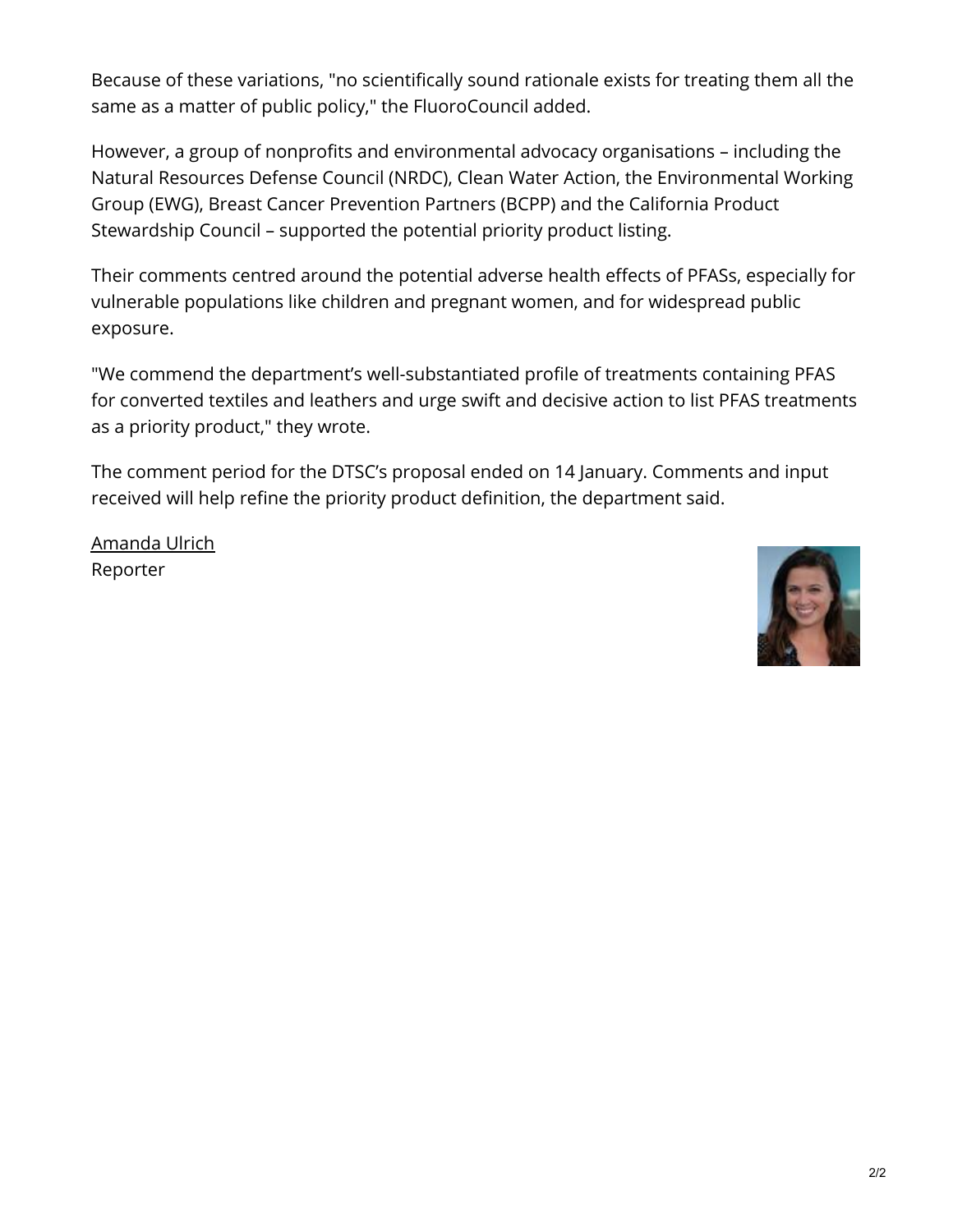Because of these variations, "no scientifically sound rationale exists for treating them all the same as a matter of public policy," the FluoroCouncil added.

However, a group of nonprofits and environmental advocacy organisations – including the Natural Resources Defense Council (NRDC), Clean Water Action, the Environmental Working Group (EWG), Breast Cancer Prevention Partners (BCPP) and the California Product Stewardship Council – supported the potential priority product listing.

Their comments centred around the potential adverse health effects of PFASs, especially for vulnerable populations like children and pregnant women, and for widespread public exposure.

"We commend the department's well-substantiated profile of treatments containing PFAS for converted textiles and leathers and urge swift and decisive action to list PFAS treatments as a priority product," they wrote.

The comment period for the DTSC's proposal ended on 14 January. Comments and input received will help refine the priority product definition, the department said.

Amanda Ulrich
Reporter